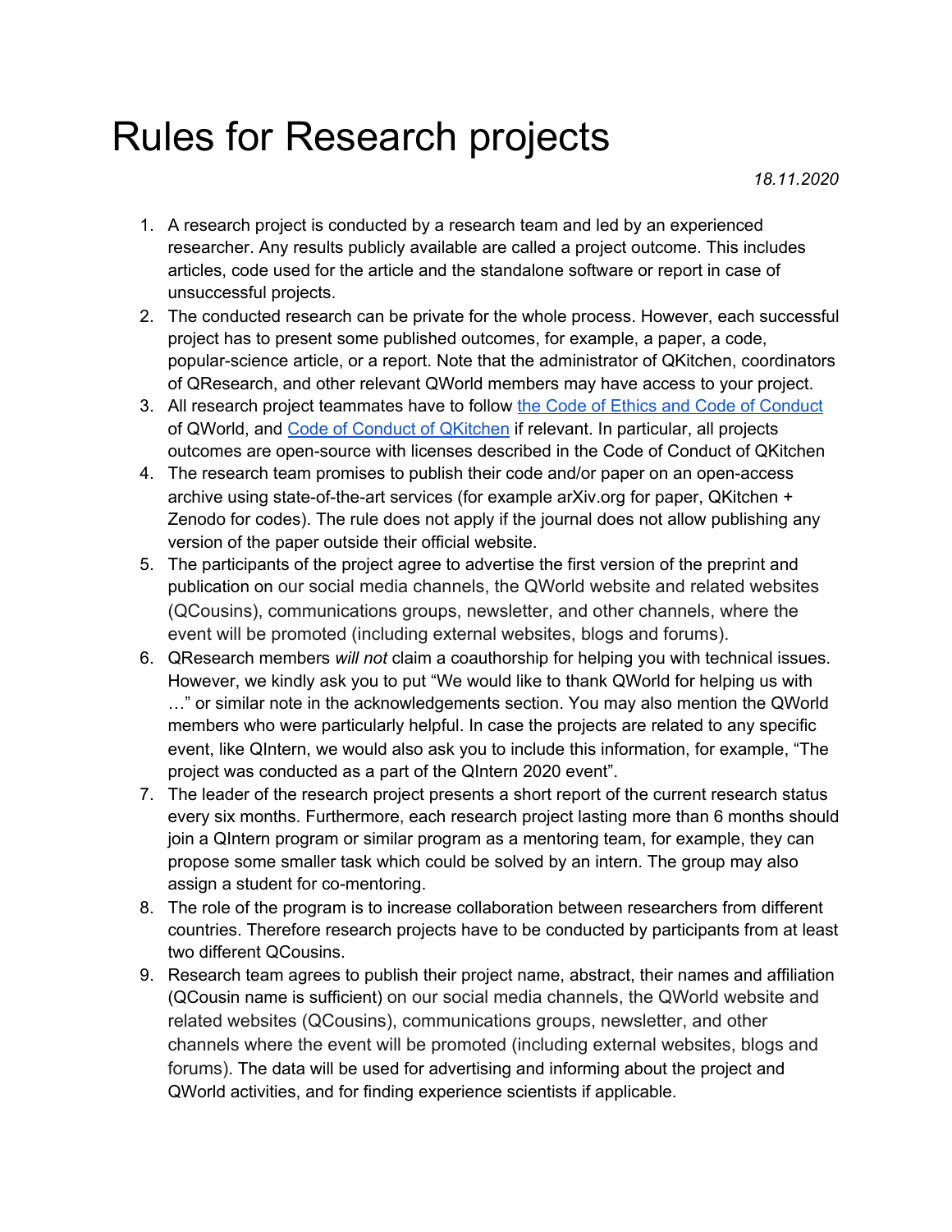# Rules for Research projects

*18.11.2020*

1. A research project is conducted by a research team and led by an experienced researcher. Any results publicly available are called a project outcome. This includes articles, code used for the article and the standalone software or report in case of unsuccessful projects.
2. The conducted research can be private for the whole process. However, each successful project has to present some published outcomes, for example, a paper, a code, popular-science article, or a report. Note that the administrator of QKitchen, coordinators of QResearch, and other relevant QWorld members may have access to your project.
3. All research project teammates have to follow [the Code of Ethics and Code of Conduct]() of QWorld, and [Code of Conduct of QKitchen]() if relevant. In particular, all projects outcomes are open-source with licenses described in the Code of Conduct of QKitchen
4. The research team promises to publish their code and/or paper on an open-access archive using state-of-the-art services (for example arXiv.org for paper, QKitchen + Zenodo for codes). The rule does not apply if the journal does not allow publishing any version of the paper outside their official website.
5. The participants of the project agree to advertise the first version of the preprint and publication on our social media channels, the QWorld website and related websites (QCousins), communications groups, newsletter, and other channels, where the event will be promoted (including external websites, blogs and forums).
6. QResearch members *will not* claim a coauthorship for helping you with technical issues. However, we kindly ask you to put "We would like to thank QWorld for helping us with …" or similar note in the acknowledgements section. You may also mention the QWorld members who were particularly helpful. In case the projects are related to any specific event, like QIntern, we would also ask you to include this information, for example, "The project was conducted as a part of the QIntern 2020 event".
7. The leader of the research project presents a short report of the current research status every six months. Furthermore, each research project lasting more than 6 months should join a QIntern program or similar program as a mentoring team, for example, they can propose some smaller task which could be solved by an intern. The group may also assign a student for co-mentoring.
8. The role of the program is to increase collaboration between researchers from different countries. Therefore research projects have to be conducted by participants from at least two different QCousins.
9. Research team agrees to publish their project name, abstract, their names and affiliation (QCousin name is sufficient) on our social media channels, the QWorld website and related websites (QCousins), communications groups, newsletter, and other channels where the event will be promoted (including external websites, blogs and forums). The data will be used for advertising and informing about the project and QWorld activities, and for finding experience scientists if applicable.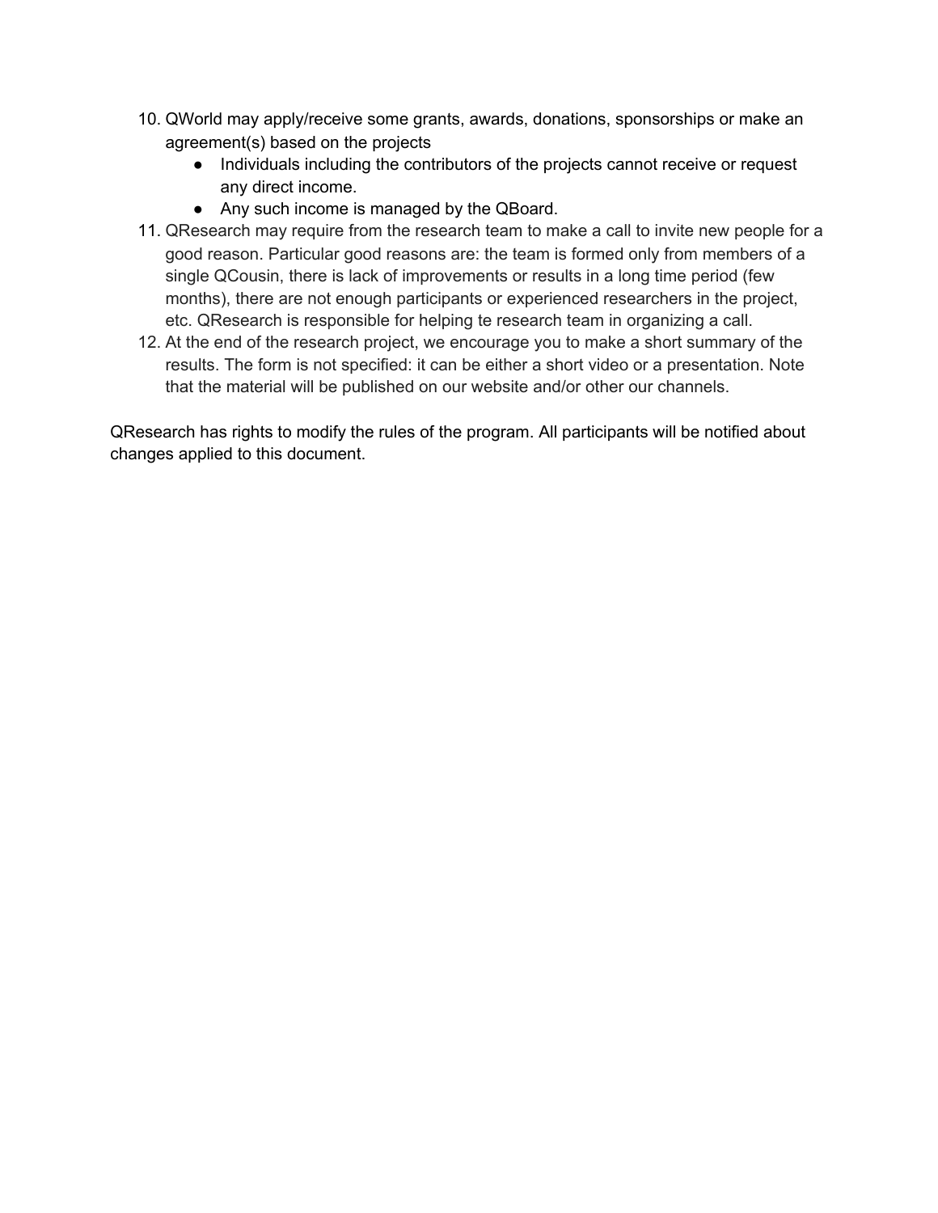10. QWorld may apply/receive some grants, awards, donations, sponsorships or make an agreement(s) based on the projects
    - Individuals including the contributors of the projects cannot receive or request any direct income.
    - Any such income is managed by the QBoard.
11. QResearch may require from the research team to make a call to invite new people for a good reason. Particular good reasons are: the team is formed only from members of a single QCousin, there is lack of improvements or results in a long time period (few months), there are not enough participants or experienced researchers in the project, etc. QResearch is responsible for helping te research team in organizing a call.
12. At the end of the research project, we encourage you to make a short summary of the results. The form is not specified: it can be either a short video or a presentation. Note that the material will be published on our website and/or other our channels.

QResearch has rights to modify the rules of the program. All participants will be notified about changes applied to this document.